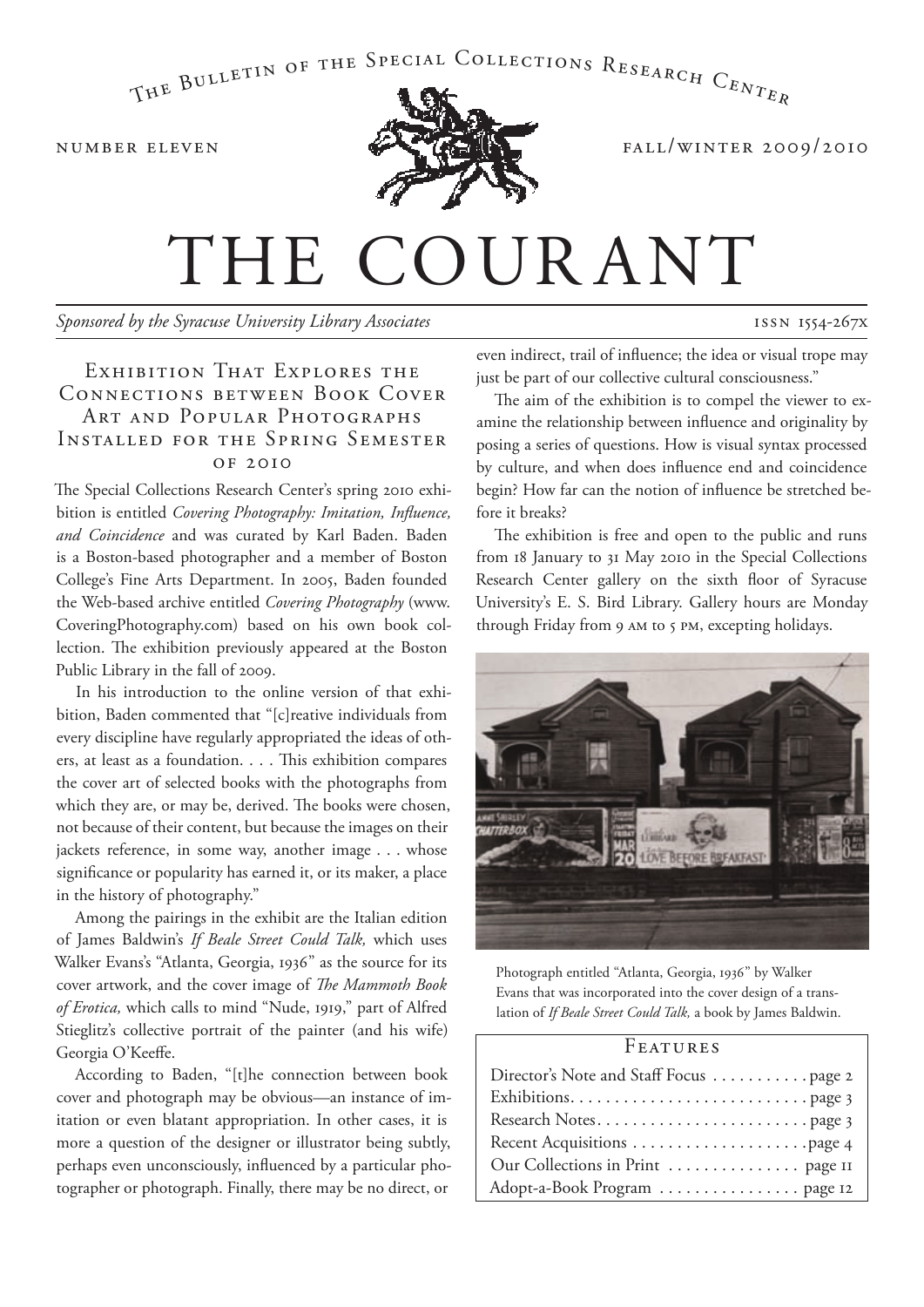The Bulletin of the Special Collections Research Center

number eleven

fall/winter 2009/2010

# THE COURANT

*Sponsored by the Syracuse University Library Associates*

issn 1554-267x

## Exhibition That Explores the Connections between Book Cover Art and Popular Photographs Installed for the Spring Semester of 2010

The Special Collections Research Center's spring 2010 exhibition is entitled *Covering Photography: Imitation, Influence, and Coincidence* and was curated by Karl Baden. Baden is a Boston-based photographer and a member of Boston College's Fine Arts Department. In 2005, Baden founded the Web-based archive entitled *Covering Photography* (www.CoveringPhotography.com) based on his own book collection. The exhibition previously appeared at the Boston Public Library in the fall of 2009.

In his introduction to the online version of that exhibition, Baden commented that "[c]reative individuals from every discipline have regularly appropriated the ideas of others, at least as a foundation. . . . This exhibition compares the cover art of selected books with the photographs from which they are, or may be, derived. The books were chosen, not because of their content, but because the images on their jackets reference, in some way, another image . . . whose significance or popularity has earned it, or its maker, a place in the history of photography."

Among the pairings in the exhibit are the Italian edition of James Baldwin's *If Beale Street Could Talk,* which uses Walker Evans's "Atlanta, Georgia, 1936" as the source for its cover artwork, and the cover image of *The Mammoth Book of Erotica,* which calls to mind "Nude, 1919," part of Alfred Stieglitz's collective portrait of the painter (and his wife) Georgia O'Keeffe.

According to Baden, "[t]he connection between book cover and photograph may be obvious—an instance of imitation or even blatant appropriation. In other cases, it is more a question of the designer or illustrator being subtly, perhaps even unconsciously, influenced by a particular photographer or photograph. Finally, there may be no direct, or even indirect, trail of influence; the idea or visual trope may just be part of our collective cultural consciousness."

The aim of the exhibition is to compel the viewer to examine the relationship between influence and originality by posing a series of questions. How is visual syntax processed by culture, and when does influence end and coincidence begin? How far can the notion of influence be stretched before it breaks?

The exhibition is free and open to the public and runs from 18 January to 31 May 2010 in the Special Collections Research Center gallery on the sixth floor of Syracuse University's E. S. Bird Library. Gallery hours are Monday through Friday from 9 am to 5 pm, excepting holidays.

Photograph entitled "Atlanta, Georgia, 1936" by Walker Evans that was incorporated into the cover design of a translation of *If Beale Street Could Talk,* a book by James Baldwin.

### Features

- Director's Note and Staff Focus . . . . . . . . . . . page 2
- Exhibitions. . . . . . . . . . . . . . . . . . . . . . . . . . . page 3
- Research Notes. . . . . . . . . . . . . . . . . . . . . . . . page 3
- Recent Acquisitions . . . . . . . . . . . . . . . . . . . . page 4
- Our Collections in Print . . . . . . . . . . . . . . . page 11
- Adopt-a-Book Program . . . . . . . . . . . . . . . . page 12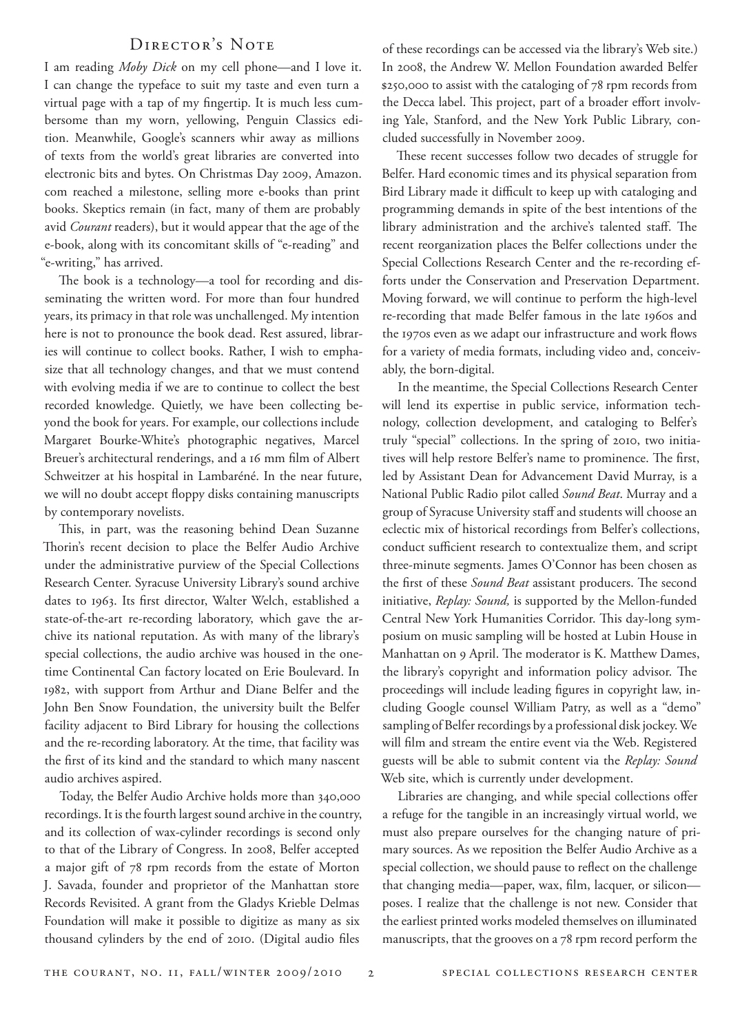# Director's Note

I am reading *Moby Dick* on my cell phone—and I love it. I can change the typeface to suit my taste and even turn a virtual page with a tap of my fingertip. It is much less cumbersome than my worn, yellowing, Penguin Classics edition. Meanwhile, Google's scanners whir away as millions of texts from the world's great libraries are converted into electronic bits and bytes. On Christmas Day 2009, Amazon.com reached a milestone, selling more e-books than print books. Skeptics remain (in fact, many of them are probably avid *Courant* readers), but it would appear that the age of the e-book, along with its concomitant skills of "e-reading" and "e-writing," has arrived.

The book is a technology—a tool for recording and disseminating the written word. For more than four hundred years, its primacy in that role was unchallenged. My intention here is not to pronounce the book dead. Rest assured, libraries will continue to collect books. Rather, I wish to emphasize that all technology changes, and that we must contend with evolving media if we are to continue to collect the best recorded knowledge. Quietly, we have been collecting beyond the book for years. For example, our collections include Margaret Bourke-White's photographic negatives, Marcel Breuer's architectural renderings, and a 16 mm film of Albert Schweitzer at his hospital in Lambaréné. In the near future, we will no doubt accept floppy disks containing manuscripts by contemporary novelists.

This, in part, was the reasoning behind Dean Suzanne Thorin's recent decision to place the Belfer Audio Archive under the administrative purview of the Special Collections Research Center. Syracuse University Library's sound archive dates to 1963. Its first director, Walter Welch, established a state-of-the-art re-recording laboratory, which gave the archive its national reputation. As with many of the library's special collections, the audio archive was housed in the one-time Continental Can factory located on Erie Boulevard. In 1982, with support from Arthur and Diane Belfer and the John Ben Snow Foundation, the university built the Belfer facility adjacent to Bird Library for housing the collections and the re-recording laboratory. At the time, that facility was the first of its kind and the standard to which many nascent audio archives aspired.

Today, the Belfer Audio Archive holds more than 340,000 recordings. It is the fourth largest sound archive in the country, and its collection of wax-cylinder recordings is second only to that of the Library of Congress. In 2008, Belfer accepted a major gift of 78 rpm records from the estate of Morton J. Savada, founder and proprietor of the Manhattan store Records Revisited. A grant from the Gladys Krieble Delmas Foundation will make it possible to digitize as many as six thousand cylinders by the end of 2010. (Digital audio files of these recordings can be accessed via the library's Web site.) In 2008, the Andrew W. Mellon Foundation awarded Belfer $250,000 to assist with the cataloging of 78 rpm records from the Decca label. This project, part of a broader effort involving Yale, Stanford, and the New York Public Library, concluded successfully in November 2009.

These recent successes follow two decades of struggle for Belfer. Hard economic times and its physical separation from Bird Library made it difficult to keep up with cataloging and programming demands in spite of the best intentions of the library administration and the archive's talented staff. The recent reorganization places the Belfer collections under the Special Collections Research Center and the re-recording efforts under the Conservation and Preservation Department. Moving forward, we will continue to perform the high-level re-recording that made Belfer famous in the late 1960s and the 1970s even as we adapt our infrastructure and work flows for a variety of media formats, including video and, conceivably, the born-digital.

In the meantime, the Special Collections Research Center will lend its expertise in public service, information technology, collection development, and cataloging to Belfer's truly "special" collections. In the spring of 2010, two initiatives will help restore Belfer's name to prominence. The first, led by Assistant Dean for Advancement David Murray, is a National Public Radio pilot called *Sound Beat*. Murray and a group of Syracuse University staff and students will choose an eclectic mix of historical recordings from Belfer's collections, conduct sufficient research to contextualize them, and script three-minute segments. James O'Connor has been chosen as the first of these *Sound Beat* assistant producers. The second initiative, *Replay: Sound,* is supported by the Mellon-funded Central New York Humanities Corridor. This day-long symposium on music sampling will be hosted at Lubin House in Manhattan on 9 April. The moderator is K. Matthew Dames, the library's copyright and information policy advisor. The proceedings will include leading figures in copyright law, including Google counsel William Patry, as well as a "demo" sampling of Belfer recordings by a professional disk jockey. We will film and stream the entire event via the Web. Registered guests will be able to submit content via the *Replay: Sound* Web site, which is currently under development.

Libraries are changing, and while special collections offer a refuge for the tangible in an increasingly virtual world, we must also prepare ourselves for the changing nature of primary sources. As we reposition the Belfer Audio Archive as a special collection, we should pause to reflect on the challenge that changing media—paper, wax, film, lacquer, or silicon—poses. I realize that the challenge is not new. Consider that the earliest printed works modeled themselves on illuminated manuscripts, that the grooves on a 78 rpm record perform the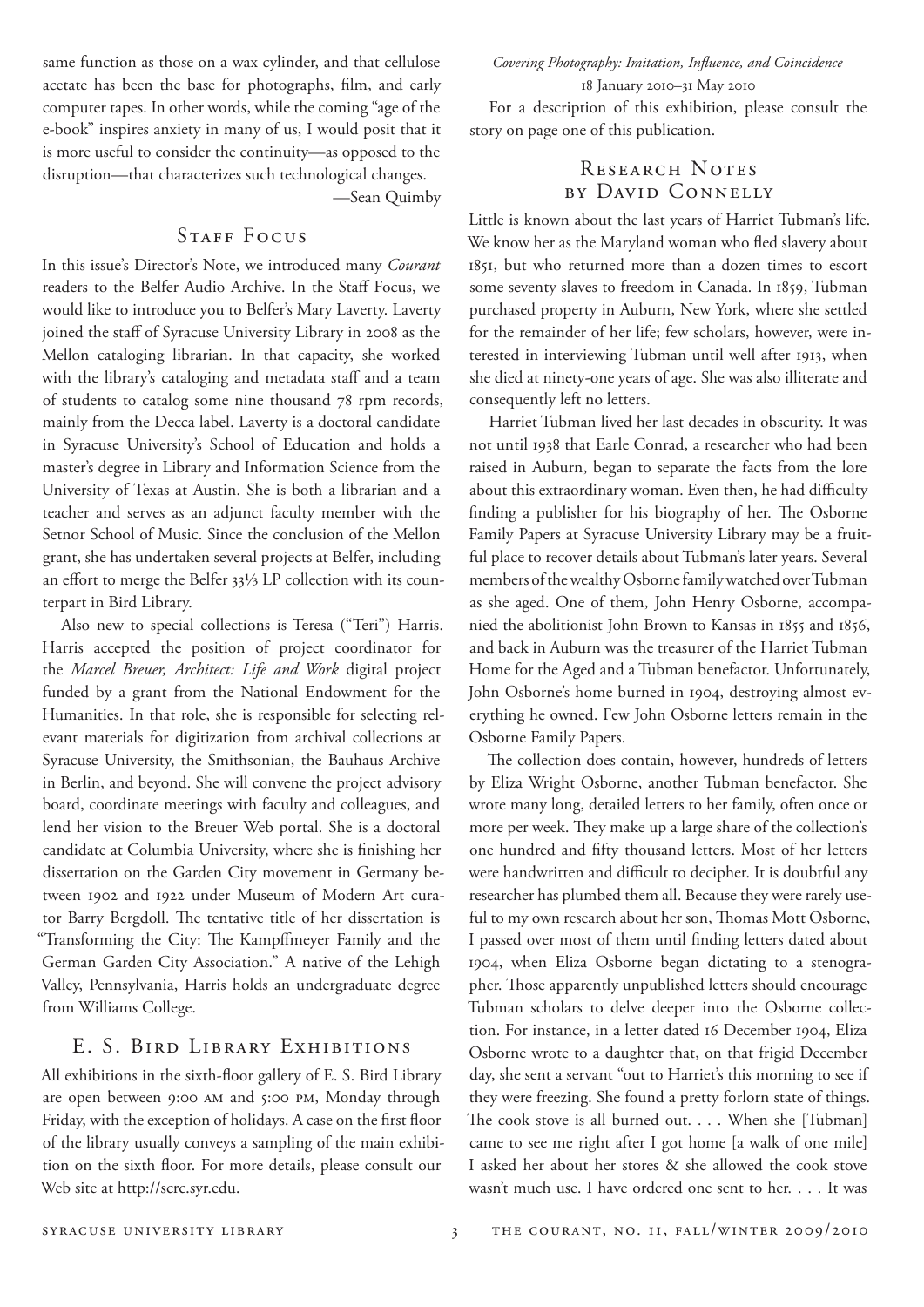same function as those on a wax cylinder, and that cellulose acetate has been the base for photographs, film, and early computer tapes. In other words, while the coming "age of the e-book" inspires anxiety in many of us, I would posit that it is more useful to consider the continuity—as opposed to the disruption—that characterizes such technological changes.

—Sean Quimby

## Staff Focus

In this issue's Director's Note, we introduced many *Courant* readers to the Belfer Audio Archive. In the Staff Focus, we would like to introduce you to Belfer's Mary Laverty. Laverty joined the staff of Syracuse University Library in 2008 as the Mellon cataloging librarian. In that capacity, she worked with the library's cataloging and metadata staff and a team of students to catalog some nine thousand 78 rpm records, mainly from the Decca label. Laverty is a doctoral candidate in Syracuse University's School of Education and holds a master's degree in Library and Information Science from the University of Texas at Austin. She is both a librarian and a teacher and serves as an adjunct faculty member with the Setnor School of Music. Since the conclusion of the Mellon grant, she has undertaken several projects at Belfer, including an effort to merge the Belfer 33⅓ LP collection with its counterpart in Bird Library.

Also new to special collections is Teresa ("Teri") Harris. Harris accepted the position of project coordinator for the *Marcel Breuer, Architect: Life and Work* digital project funded by a grant from the National Endowment for the Humanities. In that role, she is responsible for selecting relevant materials for digitization from archival collections at Syracuse University, the Smithsonian, the Bauhaus Archive in Berlin, and beyond. She will convene the project advisory board, coordinate meetings with faculty and colleagues, and lend her vision to the Breuer Web portal. She is a doctoral candidate at Columbia University, where she is finishing her dissertation on the Garden City movement in Germany between 1902 and 1922 under Museum of Modern Art curator Barry Bergdoll. The tentative title of her dissertation is "Transforming the City: The Kampffmeyer Family and the German Garden City Association." A native of the Lehigh Valley, Pennsylvania, Harris holds an undergraduate degree from Williams College.

## E. S. Bird Library Exhibitions

All exhibitions in the sixth-floor gallery of E. S. Bird Library are open between 9:00 am and 5:00 pm, Monday through Friday, with the exception of holidays. A case on the first floor of the library usually conveys a sampling of the main exhibition on the sixth floor. For more details, please consult our Web site at http://scrc.syr.edu.

*Covering Photography: Imitation, Influence, and Coincidence*
18 January 2010–31 May 2010

For a description of this exhibition, please consult the story on page one of this publication.

## Research Notes by David Connelly

Little is known about the last years of Harriet Tubman's life. We know her as the Maryland woman who fled slavery about 1851, but who returned more than a dozen times to escort some seventy slaves to freedom in Canada. In 1859, Tubman purchased property in Auburn, New York, where she settled for the remainder of her life; few scholars, however, were interested in interviewing Tubman until well after 1913, when she died at ninety-one years of age. She was also illiterate and consequently left no letters.

Harriet Tubman lived her last decades in obscurity. It was not until 1938 that Earle Conrad, a researcher who had been raised in Auburn, began to separate the facts from the lore about this extraordinary woman. Even then, he had difficulty finding a publisher for his biography of her. The Osborne Family Papers at Syracuse University Library may be a fruitful place to recover details about Tubman's later years. Several members of the wealthy Osborne family watched over Tubman as she aged. One of them, John Henry Osborne, accompanied the abolitionist John Brown to Kansas in 1855 and 1856, and back in Auburn was the treasurer of the Harriet Tubman Home for the Aged and a Tubman benefactor. Unfortunately, John Osborne's home burned in 1904, destroying almost everything he owned. Few John Osborne letters remain in the Osborne Family Papers.

The collection does contain, however, hundreds of letters by Eliza Wright Osborne, another Tubman benefactor. She wrote many long, detailed letters to her family, often once or more per week. They make up a large share of the collection's one hundred and fifty thousand letters. Most of her letters were handwritten and difficult to decipher. It is doubtful any researcher has plumbed them all. Because they were rarely useful to my own research about her son, Thomas Mott Osborne, I passed over most of them until finding letters dated about 1904, when Eliza Osborne began dictating to a stenographer. Those apparently unpublished letters should encourage Tubman scholars to delve deeper into the Osborne collection. For instance, in a letter dated 16 December 1904, Eliza Osborne wrote to a daughter that, on that frigid December day, she sent a servant "out to Harriet's this morning to see if they were freezing. She found a pretty forlorn state of things. The cook stove is all burned out. . . . When she [Tubman] came to see me right after I got home [a walk of one mile] I asked her about her stores & she allowed the cook stove wasn't much use. I have ordered one sent to her. . . . It was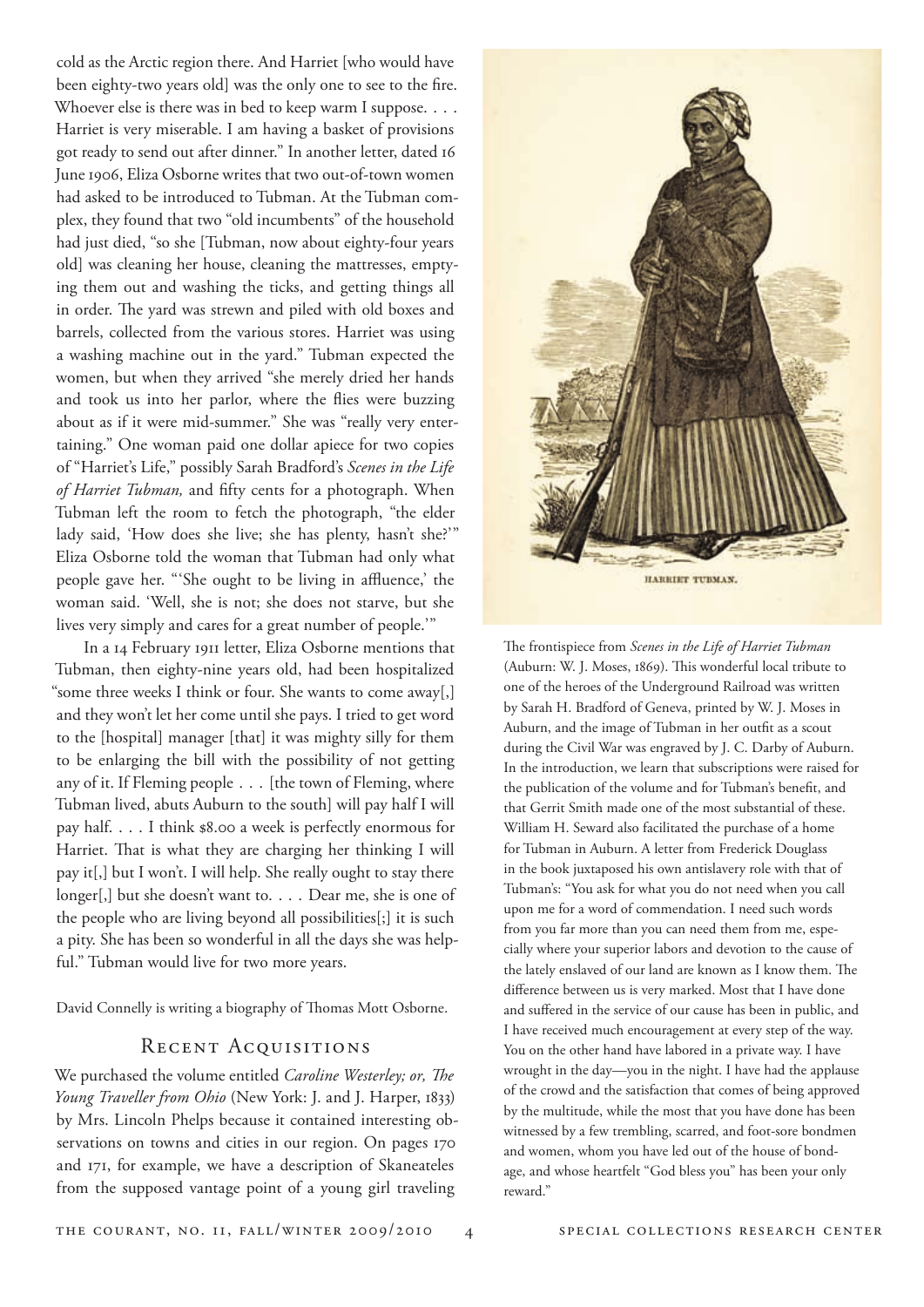cold as the Arctic region there. And Harriet [who would have been eighty-two years old] was the only one to see to the fire. Whoever else is there was in bed to keep warm I suppose. . . . Harriet is very miserable. I am having a basket of provisions got ready to send out after dinner." In another letter, dated 16 June 1906, Eliza Osborne writes that two out-of-town women had asked to be introduced to Tubman. At the Tubman complex, they found that two "old incumbents" of the household had just died, "so she [Tubman, now about eighty-four years old] was cleaning her house, cleaning the mattresses, emptying them out and washing the ticks, and getting things all in order. The yard was strewn and piled with old boxes and barrels, collected from the various stores. Harriet was using a washing machine out in the yard." Tubman expected the women, but when they arrived "she merely dried her hands and took us into her parlor, where the flies were buzzing about as if it were mid-summer." She was "really very entertaining." One woman paid one dollar apiece for two copies of "Harriet's Life," possibly Sarah Bradford's *Scenes in the Life of Harriet Tubman,* and fifty cents for a photograph. When Tubman left the room to fetch the photograph, "the elder lady said, 'How does she live; she has plenty, hasn't she?'" Eliza Osborne told the woman that Tubman had only what people gave her. "'She ought to be living in affluence,' the woman said. 'Well, she is not; she does not starve, but she lives very simply and cares for a great number of people.'"

In a 14 February 1911 letter, Eliza Osborne mentions that Tubman, then eighty-nine years old, had been hospitalized "some three weeks I think or four. She wants to come away[,] and they won't let her come until she pays. I tried to get word to the [hospital] manager [that] it was mighty silly for them to be enlarging the bill with the possibility of not getting any of it. If Fleming people . . . [the town of Fleming, where Tubman lived, abuts Auburn to the south] will pay half I will pay half. . . . I think $8.00 a week is perfectly enormous for Harriet. That is what they are charging her thinking I will pay it[,] but I won't. I will help. She really ought to stay there longer[,] but she doesn't want to. . . . Dear me, she is one of the people who are living beyond all possibilities[;] it is such a pity. She has been so wonderful in all the days she was helpful." Tubman would live for two more years.

David Connelly is writing a biography of Thomas Mott Osborne.

The frontispiece from *Scenes in the Life of Harriet Tubman* (Auburn: W. J. Moses, 1869). This wonderful local tribute to one of the heroes of the Underground Railroad was written by Sarah H. Bradford of Geneva, printed by W. J. Moses in Auburn, and the image of Tubman in her outfit as a scout during the Civil War was engraved by J. C. Darby of Auburn. In the introduction, we learn that subscriptions were raised for the publication of the volume and for Tubman's benefit, and that Gerrit Smith made one of the most substantial of these. William H. Seward also facilitated the purchase of a home for Tubman in Auburn. A letter from Frederick Douglass in the book juxtaposed his own antislavery role with that of Tubman's: "You ask for what you do not need when you call upon me for a word of commendation. I need such words from you far more than you can need them from me, especially where your superior labors and devotion to the cause of the lately enslaved of our land are known as I know them. The difference between us is very marked. Most that I have done and suffered in the service of our cause has been in public, and I have received much encouragement at every step of the way. You on the other hand have labored in a private way. I have wrought in the day—you in the night. I have had the applause of the crowd and the satisfaction that comes of being approved by the multitude, while the most that you have done has been witnessed by a few trembling, scarred, and foot-sore bondmen and women, whom you have led out of the house of bondage, and whose heartfelt "God bless you" has been your only reward."

## Recent Acquisitions

We purchased the volume entitled *Caroline Westerley; or, The Young Traveller from Ohio* (New York: J. and J. Harper, 1833) by Mrs. Lincoln Phelps because it contained interesting observations on towns and cities in our region. On pages 170 and 171, for example, we have a description of Skaneateles from the supposed vantage point of a young girl traveling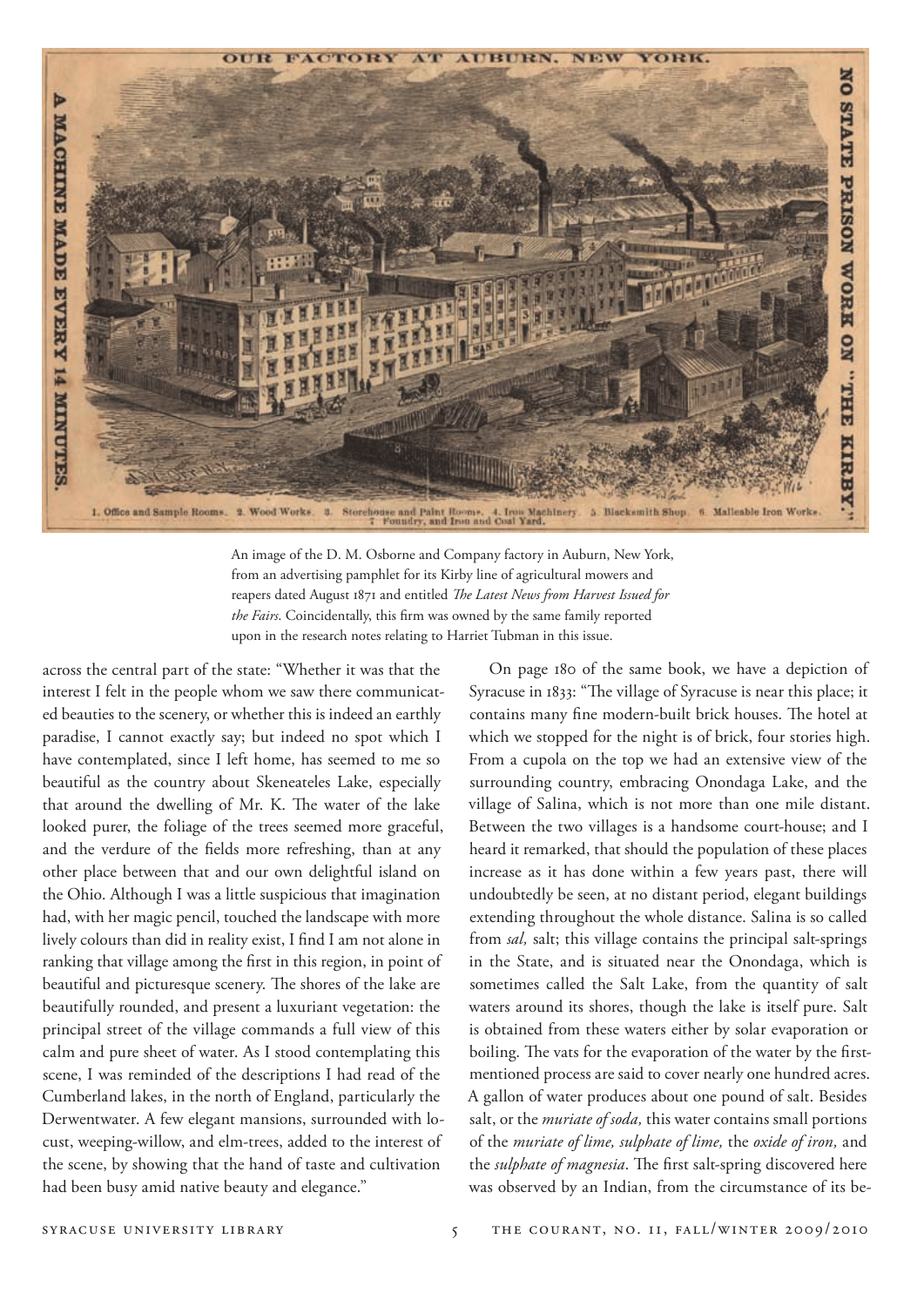OUR FACTORY AT AUBURN, NEW YORK.

A MACHINE MADE EVERY 14 MINUTES.

NO STATE PRISON WORK ON "THE KIRBY."

1. Office and Sample Rooms. 2. Wood Works. 3. Storehouse and Paint Rooms. 4. Iron Machinery. 5. Blacksmith Shop. 6. Malleable Iron Works. 7. Foundry, and Iron and Coal Yard.

An image of the D. M. Osborne and Company factory in Auburn, New York, from an advertising pamphlet for its Kirby line of agricultural mowers and reapers dated August 1871 and entitled *The Latest News from Harvest Issued for the Fairs*. Coincidentally, this firm was owned by the same family reported upon in the research notes relating to Harriet Tubman in this issue.

across the central part of the state: "Whether it was that the interest I felt in the people whom we saw there communicated beauties to the scenery, or whether this is indeed an earthly paradise, I cannot exactly say; but indeed no spot which I have contemplated, since I left home, has seemed to me so beautiful as the country about Skeneateles Lake, especially that around the dwelling of Mr. K. The water of the lake looked purer, the foliage of the trees seemed more graceful, and the verdure of the fields more refreshing, than at any other place between that and our own delightful island on the Ohio. Although I was a little suspicious that imagination had, with her magic pencil, touched the landscape with more lively colours than did in reality exist, I find I am not alone in ranking that village among the first in this region, in point of beautiful and picturesque scenery. The shores of the lake are beautifully rounded, and present a luxuriant vegetation: the principal street of the village commands a full view of this calm and pure sheet of water. As I stood contemplating this scene, I was reminded of the descriptions I had read of the Cumberland lakes, in the north of England, particularly the Derwentwater. A few elegant mansions, surrounded with locust, weeping-willow, and elm-trees, added to the interest of the scene, by showing that the hand of taste and cultivation had been busy amid native beauty and elegance."

On page 180 of the same book, we have a depiction of Syracuse in 1833: "The village of Syracuse is near this place; it contains many fine modern-built brick houses. The hotel at which we stopped for the night is of brick, four stories high. From a cupola on the top we had an extensive view of the surrounding country, embracing Onondaga Lake, and the village of Salina, which is not more than one mile distant. Between the two villages is a handsome court-house; and I heard it remarked, that should the population of these places increase as it has done within a few years past, there will undoubtedly be seen, at no distant period, elegant buildings extending throughout the whole distance. Salina is so called from *sal,* salt; this village contains the principal salt-springs in the State, and is situated near the Onondaga, which is sometimes called the Salt Lake, from the quantity of salt waters around its shores, though the lake is itself pure. Salt is obtained from these waters either by solar evaporation or boiling. The vats for the evaporation of the water by the first-mentioned process are said to cover nearly one hundred acres. A gallon of water produces about one pound of salt. Besides salt, or the *muriate of soda,* this water contains small portions of the *muriate of lime, sulphate of lime,* the *oxide of iron,* and the *sulphate of magnesia*. The first salt-spring discovered here was observed by an Indian, from the circumstance of its be-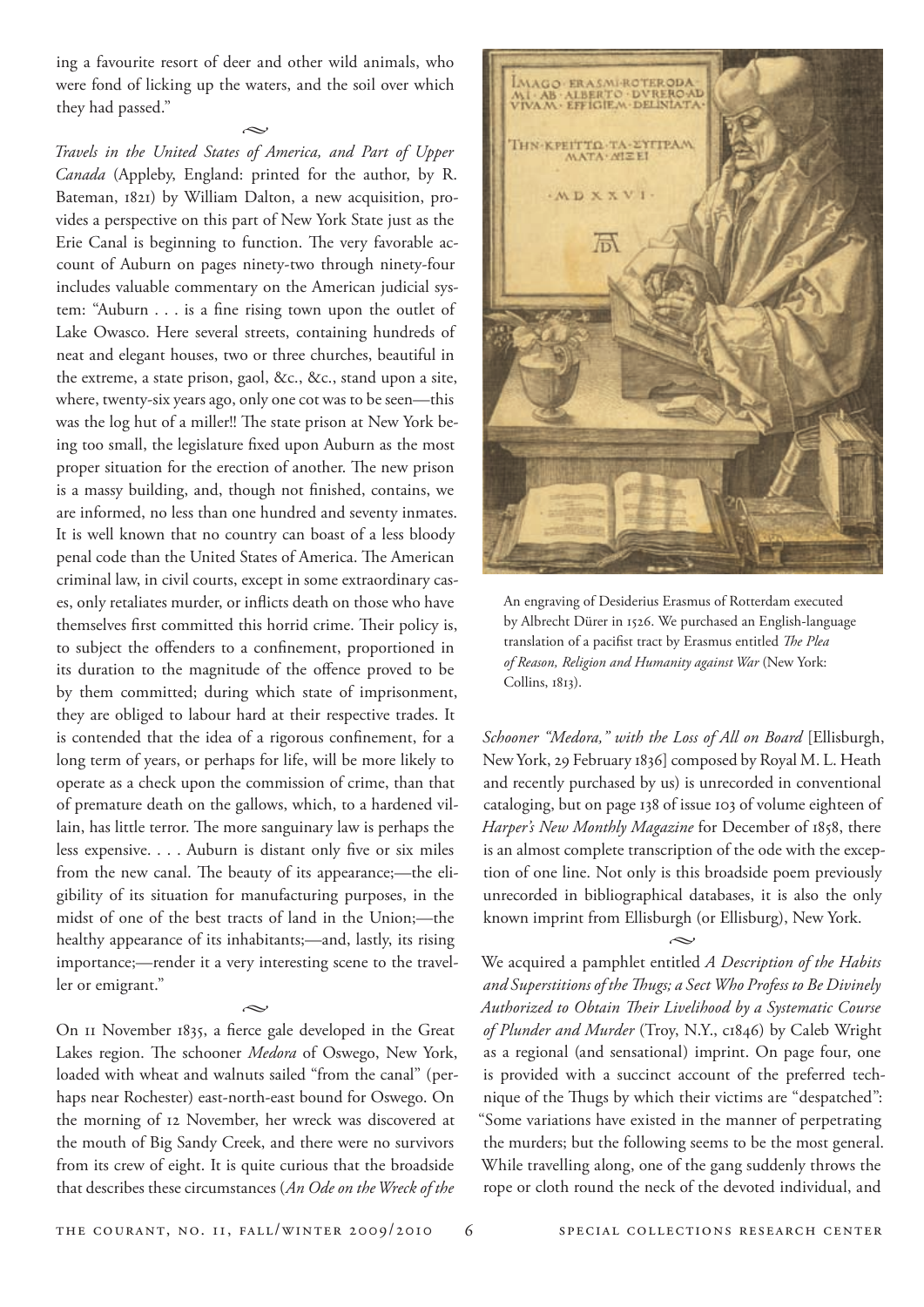ing a favourite resort of deer and other wild animals, who were fond of licking up the waters, and the soil over which they had passed."

~

*Travels in the United States of America, and Part of Upper Canada* (Appleby, England: printed for the author, by R. Bateman, 1821) by William Dalton, a new acquisition, provides a perspective on this part of New York State just as the Erie Canal is beginning to function. The very favorable account of Auburn on pages ninety-two through ninety-four includes valuable commentary on the American judicial system: "Auburn . . . is a fine rising town upon the outlet of Lake Owasco. Here several streets, containing hundreds of neat and elegant houses, two or three churches, beautiful in the extreme, a state prison, gaol, &c., &c., stand upon a site, where, twenty-six years ago, only one cot was to be seen—this was the log hut of a miller!! The state prison at New York being too small, the legislature fixed upon Auburn as the most proper situation for the erection of another. The new prison is a massy building, and, though not finished, contains, we are informed, no less than one hundred and seventy inmates. It is well known that no country can boast of a less bloody penal code than the United States of America. The American criminal law, in civil courts, except in some extraordinary cases, only retaliates murder, or inflicts death on those who have themselves first committed this horrid crime. Their policy is, to subject the offenders to a confinement, proportioned in its duration to the magnitude of the offence proved to be by them committed; during which state of imprisonment, they are obliged to labour hard at their respective trades. It is contended that the idea of a rigorous confinement, for a long term of years, or perhaps for life, will be more likely to operate as a check upon the commission of crime, than that of premature death on the gallows, which, to a hardened villain, has little terror. The more sanguinary law is perhaps the less expensive. . . . Auburn is distant only five or six miles from the new canal. The beauty of its appearance;—the eligibility of its situation for manufacturing purposes, in the midst of one of the best tracts of land in the Union;—the healthy appearance of its inhabitants;—and, lastly, its rising importance;—render it a very interesting scene to the traveller or emigrant."

~

On 11 November 1835, a fierce gale developed in the Great Lakes region. The schooner *Medora* of Oswego, New York, loaded with wheat and walnuts sailed "from the canal" (perhaps near Rochester) east-north-east bound for Oswego. On the morning of 12 November, her wreck was discovered at the mouth of Big Sandy Creek, and there were no survivors from its crew of eight. It is quite curious that the broadside that describes these circumstances (*An Ode on the Wreck of the Schooner "Medora," with the Loss of All on Board* [Ellisburgh, New York, 29 February 1836] composed by Royal M. L. Heath and recently purchased by us) is unrecorded in conventional cataloging, but on page 138 of issue 103 of volume eighteen of *Harper's New Monthly Magazine* for December of 1858, there is an almost complete transcription of the ode with the exception of one line. Not only is this broadside poem previously unrecorded in bibliographical databases, it is also the only known imprint from Ellisburgh (or Ellisburg), New York.

An engraving of Desiderius Erasmus of Rotterdam executed by Albrecht Dürer in 1526. We purchased an English-language translation of a pacifist tract by Erasmus entitled *The Plea of Reason, Religion and Humanity against War* (New York: Collins, 1813).

~

We acquired a pamphlet entitled *A Description of the Habits and Superstitions of the Thugs; a Sect Who Profess to Be Divinely Authorized to Obtain Their Livelihood by a Systematic Course of Plunder and Murder* (Troy, N.Y., c1846) by Caleb Wright as a regional (and sensational) imprint. On page four, one is provided with a succinct account of the preferred technique of the Thugs by which their victims are "despatched": "Some variations have existed in the manner of perpetrating the murders; but the following seems to be the most general. While travelling along, one of the gang suddenly throws the rope or cloth round the neck of the devoted individual, and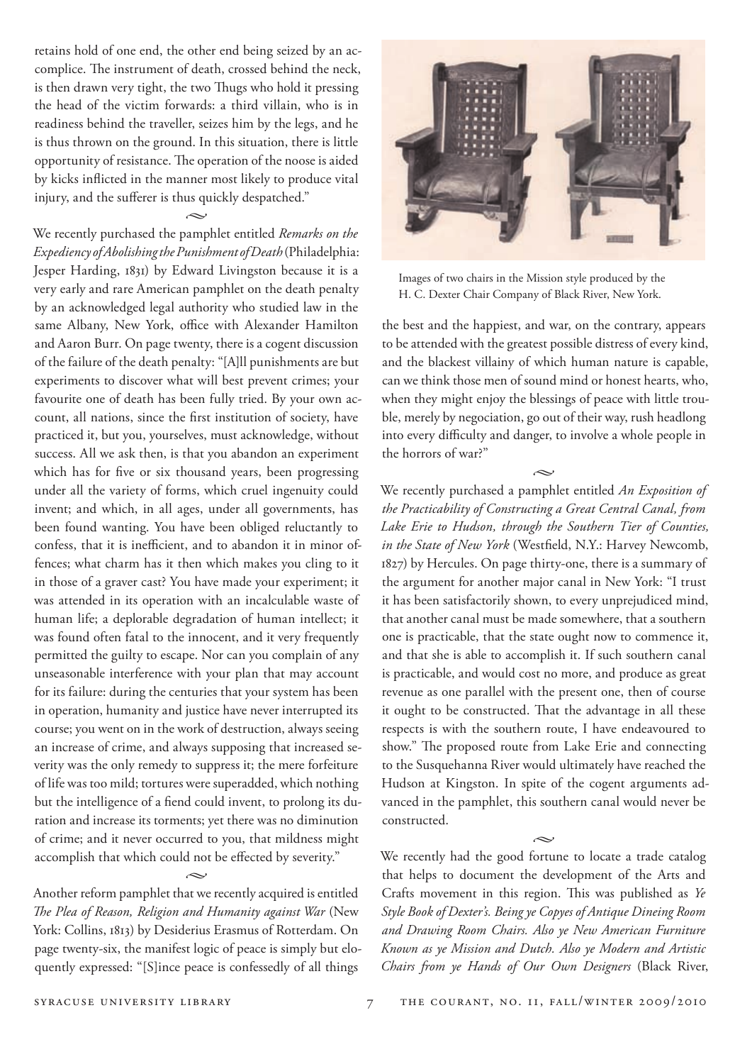retains hold of one end, the other end being seized by an accomplice. The instrument of death, crossed behind the neck, is then drawn very tight, the two Thugs who hold it pressing the head of the victim forwards: a third villain, who is in readiness behind the traveller, seizes him by the legs, and he is thus thrown on the ground. In this situation, there is little opportunity of resistance. The operation of the noose is aided by kicks inflicted in the manner most likely to produce vital injury, and the sufferer is thus quickly despatched."

~

We recently purchased the pamphlet entitled *Remarks on the Expediency of Abolishing the Punishment of Death* (Philadelphia: Jesper Harding, 1831) by Edward Livingston because it is a very early and rare American pamphlet on the death penalty by an acknowledged legal authority who studied law in the same Albany, New York, office with Alexander Hamilton and Aaron Burr. On page twenty, there is a cogent discussion of the failure of the death penalty: "[A]ll punishments are but experiments to discover what will best prevent crimes; your favourite one of death has been fully tried. By your own account, all nations, since the first institution of society, have practiced it, but you, yourselves, must acknowledge, without success. All we ask then, is that you abandon an experiment which has for five or six thousand years, been progressing under all the variety of forms, which cruel ingenuity could invent; and which, in all ages, under all governments, has been found wanting. You have been obliged reluctantly to confess, that it is inefficient, and to abandon it in minor offences; what charm has it then which makes you cling to it in those of a graver cast? You have made your experiment; it was attended in its operation with an incalculable waste of human life; a deplorable degradation of human intellect; it was found often fatal to the innocent, and it very frequently permitted the guilty to escape. Nor can you complain of any unseasonable interference with your plan that may account for its failure: during the centuries that your system has been in operation, humanity and justice have never interrupted its course; you went on in the work of destruction, always seeing an increase of crime, and always supposing that increased severity was the only remedy to suppress it; the mere forfeiture of life was too mild; tortures were superadded, which nothing but the intelligence of a fiend could invent, to prolong its duration and increase its torments; yet there was no diminution of crime; and it never occurred to you, that mildness might accomplish that which could not be effected by severity."

~

Another reform pamphlet that we recently acquired is entitled *The Plea of Reason, Religion and Humanity against War* (New York: Collins, 1813) by Desiderius Erasmus of Rotterdam. On page twenty-six, the manifest logic of peace is simply but eloquently expressed: "[S]ince peace is confessedly of all things the best and the happiest, and war, on the contrary, appears to be attended with the greatest possible distress of every kind, and the blackest villainy of which human nature is capable, can we think those men of sound mind or honest hearts, who, when they might enjoy the blessings of peace with little trouble, merely by negociation, go out of their way, rush headlong into every difficulty and danger, to involve a whole people in the horrors of war?"

Images of two chairs in the Mission style produced by the H. C. Dexter Chair Company of Black River, New York.

~

We recently purchased a pamphlet entitled *An Exposition of the Practicability of Constructing a Great Central Canal, from Lake Erie to Hudson, through the Southern Tier of Counties, in the State of New York* (Westfield, N.Y.: Harvey Newcomb, 1827) by Hercules. On page thirty-one, there is a summary of the argument for another major canal in New York: "I trust it has been satisfactorily shown, to every unprejudiced mind, that another canal must be made somewhere, that a southern one is practicable, that the state ought now to commence it, and that she is able to accomplish it. If such southern canal is practicable, and would cost no more, and produce as great revenue as one parallel with the present one, then of course it ought to be constructed. That the advantage in all these respects is with the southern route, I have endeavoured to show." The proposed route from Lake Erie and connecting to the Susquehanna River would ultimately have reached the Hudson at Kingston. In spite of the cogent arguments advanced in the pamphlet, this southern canal would never be constructed.

~

We recently had the good fortune to locate a trade catalog that helps to document the development of the Arts and Crafts movement in this region. This was published as *Ye Style Book of Dexter's. Being ye Copyes of Antique Dineing Room and Drawing Room Chairs. Also ye New American Furniture Known as ye Mission and Dutch. Also ye Modern and Artistic Chairs from ye Hands of Our Own Designers* (Black River,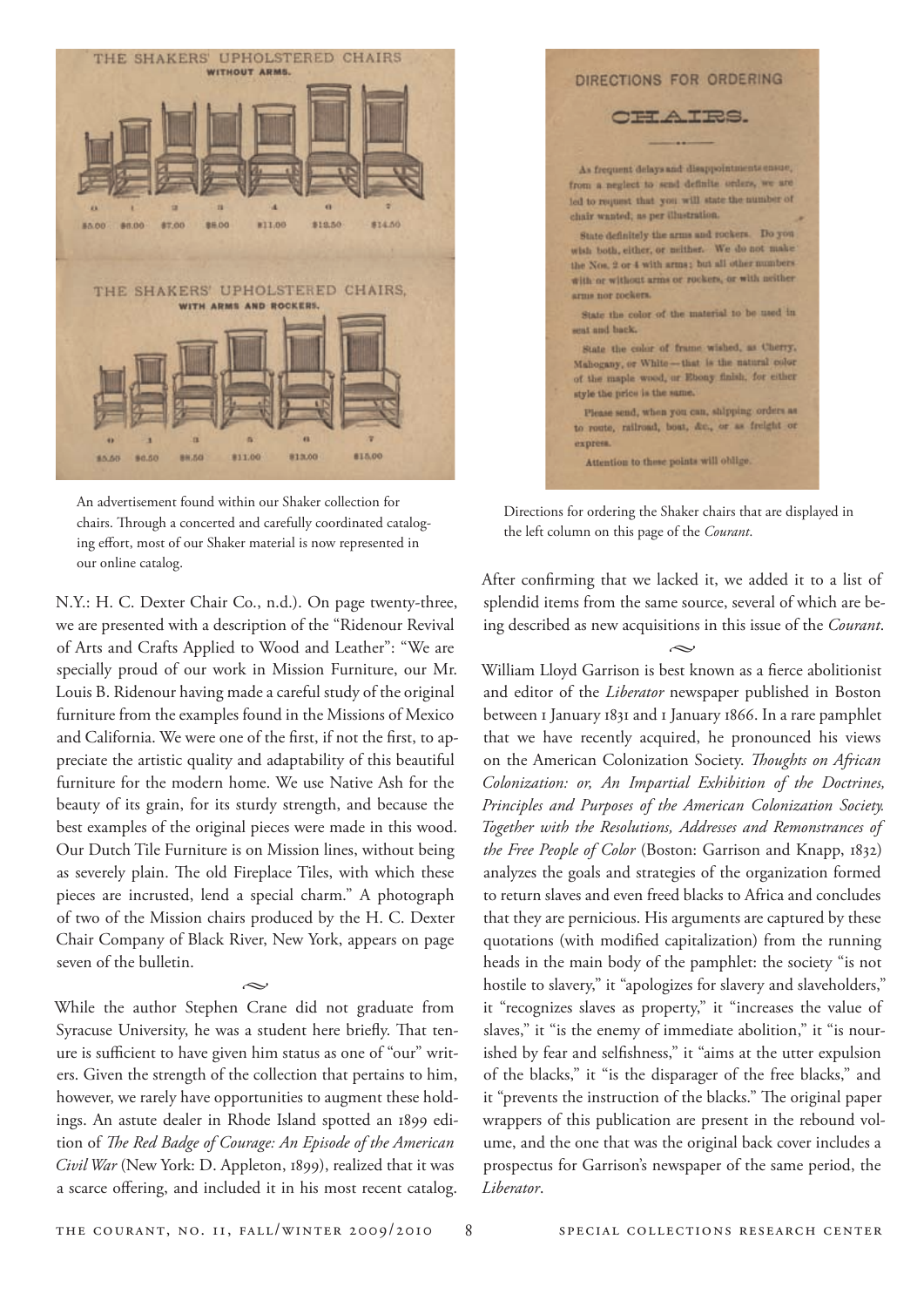An advertisement found within our Shaker collection for chairs. Through a concerted and carefully coordinated cataloging effort, most of our Shaker material is now represented in our online catalog.

Directions for ordering the Shaker chairs that are displayed in the left column on this page of the *Courant*.

N.Y.: H. C. Dexter Chair Co., n.d.). On page twenty-three, we are presented with a description of the "Ridenour Revival of Arts and Crafts Applied to Wood and Leather": "We are specially proud of our work in Mission Furniture, our Mr. Louis B. Ridenour having made a careful study of the original furniture from the examples found in the Missions of Mexico and California. We were one of the first, if not the first, to appreciate the artistic quality and adaptability of this beautiful furniture for the modern home. We use Native Ash for the beauty of its grain, for its sturdy strength, and because the best examples of the original pieces were made in this wood. Our Dutch Tile Furniture is on Mission lines, without being as severely plain. The old Fireplace Tiles, with which these pieces are incrusted, lend a special charm." A photograph of two of the Mission chairs produced by the H. C. Dexter Chair Company of Black River, New York, appears on page seven of the bulletin.

While the author Stephen Crane did not graduate from Syracuse University, he was a student here briefly. That tenure is sufficient to have given him status as one of "our" writers. Given the strength of the collection that pertains to him, however, we rarely have opportunities to augment these holdings. An astute dealer in Rhode Island spotted an 1899 edition of *The Red Badge of Courage: An Episode of the American Civil War* (New York: D. Appleton, 1899), realized that it was a scarce offering, and included it in his most recent catalog. After confirming that we lacked it, we added it to a list of splendid items from the same source, several of which are being described as new acquisitions in this issue of the *Courant*.

William Lloyd Garrison is best known as a fierce abolitionist and editor of the *Liberator* newspaper published in Boston between 1 January 1831 and 1 January 1866. In a rare pamphlet that we have recently acquired, he pronounced his views on the American Colonization Society. *Thoughts on African Colonization: or, An Impartial Exhibition of the Doctrines, Principles and Purposes of the American Colonization Society. Together with the Resolutions, Addresses and Remonstrances of the Free People of Color* (Boston: Garrison and Knapp, 1832) analyzes the goals and strategies of the organization formed to return slaves and even freed blacks to Africa and concludes that they are pernicious. His arguments are captured by these quotations (with modified capitalization) from the running heads in the main body of the pamphlet: the society "is not hostile to slavery," it "apologizes for slavery and slaveholders," it "recognizes slaves as property," it "increases the value of slaves," it "is the enemy of immediate abolition," it "is nourished by fear and selfishness," it "aims at the utter expulsion of the blacks," it "is the disparager of the free blacks," and it "prevents the instruction of the blacks." The original paper wrappers of this publication are present in the rebound volume, and the one that was the original back cover includes a prospectus for Garrison's newspaper of the same period, the *Liberator*.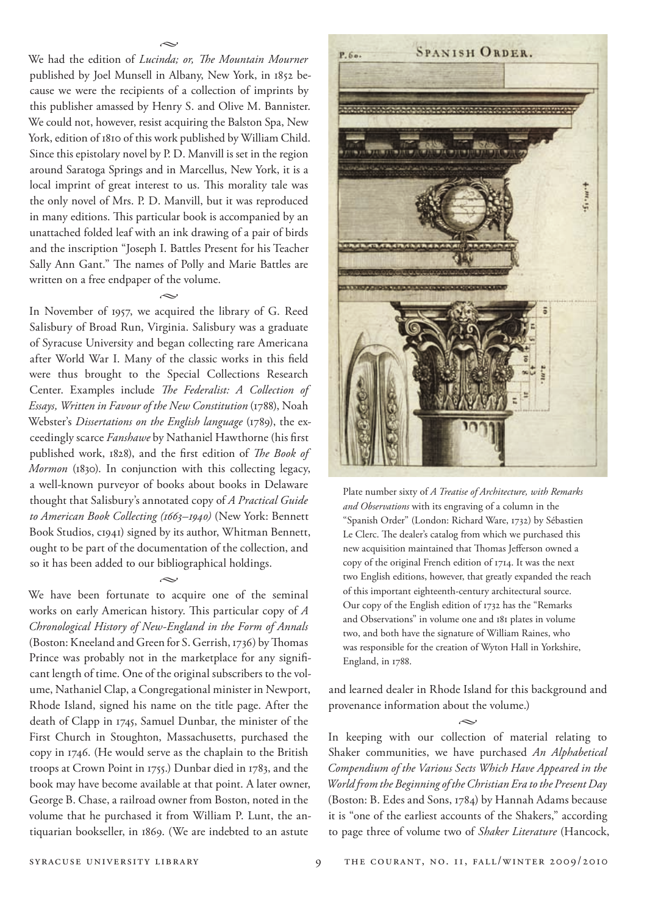~

We had the edition of *Lucinda; or, The Mountain Mourner* published by Joel Munsell in Albany, New York, in 1852 because we were the recipients of a collection of imprints by this publisher amassed by Henry S. and Olive M. Bannister. We could not, however, resist acquiring the Balston Spa, New York, edition of 1810 of this work published by William Child. Since this epistolary novel by P. D. Manvill is set in the region around Saratoga Springs and in Marcellus, New York, it is a local imprint of great interest to us. This morality tale was the only novel of Mrs. P. D. Manvill, but it was reproduced in many editions. This particular book is accompanied by an unattached folded leaf with an ink drawing of a pair of birds and the inscription "Joseph I. Battles Present for his Teacher Sally Ann Gant." The names of Polly and Marie Battles are written on a free endpaper of the volume.

~

In November of 1957, we acquired the library of G. Reed Salisbury of Broad Run, Virginia. Salisbury was a graduate of Syracuse University and began collecting rare Americana after World War I. Many of the classic works in this field were thus brought to the Special Collections Research Center. Examples include *The Federalist: A Collection of Essays, Written in Favour of the New Constitution* (1788), Noah Webster's *Dissertations on the English language* (1789), the exceedingly scarce *Fanshawe* by Nathaniel Hawthorne (his first published work, 1828), and the first edition of *The Book of Mormon* (1830). In conjunction with this collecting legacy, a well-known purveyor of books about books in Delaware thought that Salisbury's annotated copy of *A Practical Guide to American Book Collecting (1663–1940)* (New York: Bennett Book Studios, c1941) signed by its author, Whitman Bennett, ought to be part of the documentation of the collection, and so it has been added to our bibliographical holdings.

~

We have been fortunate to acquire one of the seminal works on early American history. This particular copy of *A Chronological History of New-England in the Form of Annals* (Boston: Kneeland and Green for S. Gerrish, 1736) by Thomas Prince was probably not in the marketplace for any significant length of time. One of the original subscribers to the volume, Nathaniel Clap, a Congregational minister in Newport, Rhode Island, signed his name on the title page. After the death of Clapp in 1745, Samuel Dunbar, the minister of the First Church in Stoughton, Massachusetts, purchased the copy in 1746. (He would serve as the chaplain to the British troops at Crown Point in 1755.) Dunbar died in 1783, and the book may have become available at that point. A later owner, George B. Chase, a railroad owner from Boston, noted in the volume that he purchased it from William P. Lunt, the antiquarian bookseller, in 1869. (We are indebted to an astute and learned dealer in Rhode Island for this background and provenance information about the volume.)

Plate number sixty of *A Treatise of Architecture, with Remarks and Observations* with its engraving of a column in the "Spanish Order" (London: Richard Ware, 1732) by Sébastien Le Clerc. The dealer's catalog from which we purchased this new acquisition maintained that Thomas Jefferson owned a copy of the original French edition of 1714. It was the next two English editions, however, that greatly expanded the reach of this important eighteenth-century architectural source. Our copy of the English edition of 1732 has the "Remarks and Observations" in volume one and 181 plates in volume two, and both have the signature of William Raines, who was responsible for the creation of Wyton Hall in Yorkshire, England, in 1788.

~

In keeping with our collection of material relating to Shaker communities, we have purchased *An Alphabetical Compendium of the Various Sects Which Have Appeared in the World from the Beginning of the Christian Era to the Present Day* (Boston: B. Edes and Sons, 1784) by Hannah Adams because it is "one of the earliest accounts of the Shakers," according to page three of volume two of *Shaker Literature* (Hancock,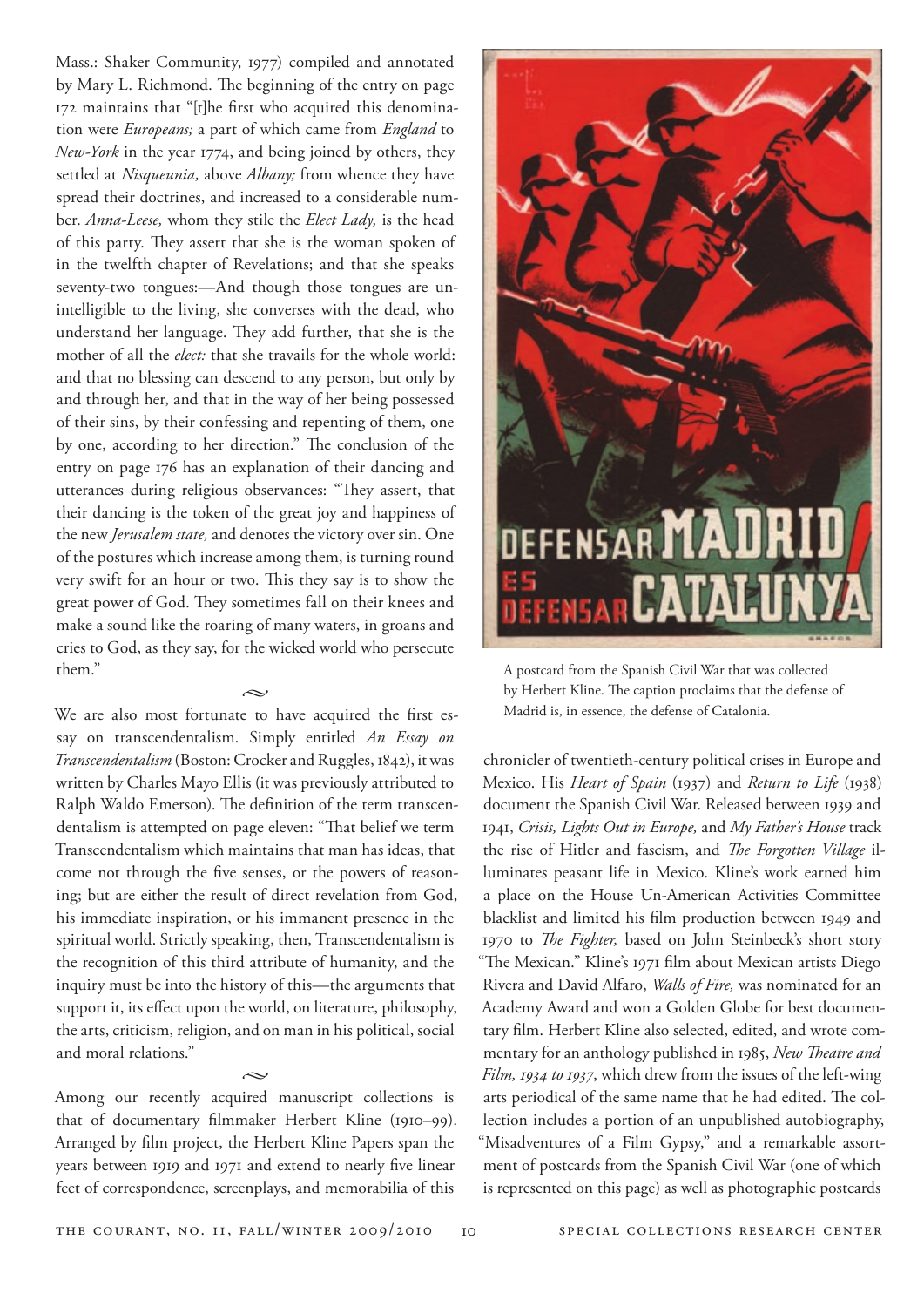Mass.: Shaker Community, 1977) compiled and annotated by Mary L. Richmond. The beginning of the entry on page 172 maintains that "[t]he first who acquired this denomination were *Europeans;* a part of which came from *England* to *New-York* in the year 1774, and being joined by others, they settled at *Nisqueunia,* above *Albany;* from whence they have spread their doctrines, and increased to a considerable number. *Anna-Leese,* whom they stile the *Elect Lady,* is the head of this party. They assert that she is the woman spoken of in the twelfth chapter of Revelations; and that she speaks seventy-two tongues:—And though those tongues are unintelligible to the living, she converses with the dead, who understand her language. They add further, that she is the mother of all the *elect:* that she travails for the whole world: and that no blessing can descend to any person, but only by and through her, and that in the way of her being possessed of their sins, by their confessing and repenting of them, one by one, according to her direction." The conclusion of the entry on page 176 has an explanation of their dancing and utterances during religious observances: "They assert, that their dancing is the token of the great joy and happiness of the new *Jerusalem state,* and denotes the victory over sin. One of the postures which increase among them, is turning round very swift for an hour or two. This they say is to show the great power of God. They sometimes fall on their knees and make a sound like the roaring of many waters, in groans and cries to God, as they say, for the wicked world who persecute them."

~

We are also most fortunate to have acquired the first essay on transcendentalism. Simply entitled *An Essay on Transcendentalism* (Boston: Crocker and Ruggles, 1842), it was written by Charles Mayo Ellis (it was previously attributed to Ralph Waldo Emerson). The definition of the term transcendentalism is attempted on page eleven: "That belief we term Transcendentalism which maintains that man has ideas, that come not through the five senses, or the powers of reasoning; but are either the result of direct revelation from God, his immediate inspiration, or his immanent presence in the spiritual world. Strictly speaking, then, Transcendentalism is the recognition of this third attribute of humanity, and the inquiry must be into the history of this—the arguments that support it, its effect upon the world, on literature, philosophy, the arts, criticism, religion, and on man in his political, social and moral relations."

~

Among our recently acquired manuscript collections is that of documentary filmmaker Herbert Kline (1910–99). Arranged by film project, the Herbert Kline Papers span the years between 1919 and 1971 and extend to nearly five linear feet of correspondence, screenplays, and memorabilia of this chronicler of twentieth-century political crises in Europe and Mexico. His *Heart of Spain* (1937) and *Return to Life* (1938) document the Spanish Civil War. Released between 1939 and 1941, *Crisis, Lights Out in Europe,* and *My Father's House* track the rise of Hitler and fascism, and *The Forgotten Village* illuminates peasant life in Mexico. Kline's work earned him a place on the House Un-American Activities Committee blacklist and limited his film production between 1949 and 1970 to *The Fighter,* based on John Steinbeck's short story "The Mexican." Kline's 1971 film about Mexican artists Diego Rivera and David Alfaro, *Walls of Fire,* was nominated for an Academy Award and won a Golden Globe for best documentary film. Herbert Kline also selected, edited, and wrote commentary for an anthology published in 1985, *New Theatre and Film, 1934 to 1937*, which drew from the issues of the left-wing arts periodical of the same name that he had edited. The collection includes a portion of an unpublished autobiography, "Misadventures of a Film Gypsy," and a remarkable assortment of postcards from the Spanish Civil War (one of which is represented on this page) as well as photographic postcards

A postcard from the Spanish Civil War that was collected by Herbert Kline. The caption proclaims that the defense of Madrid is, in essence, the defense of Catalonia.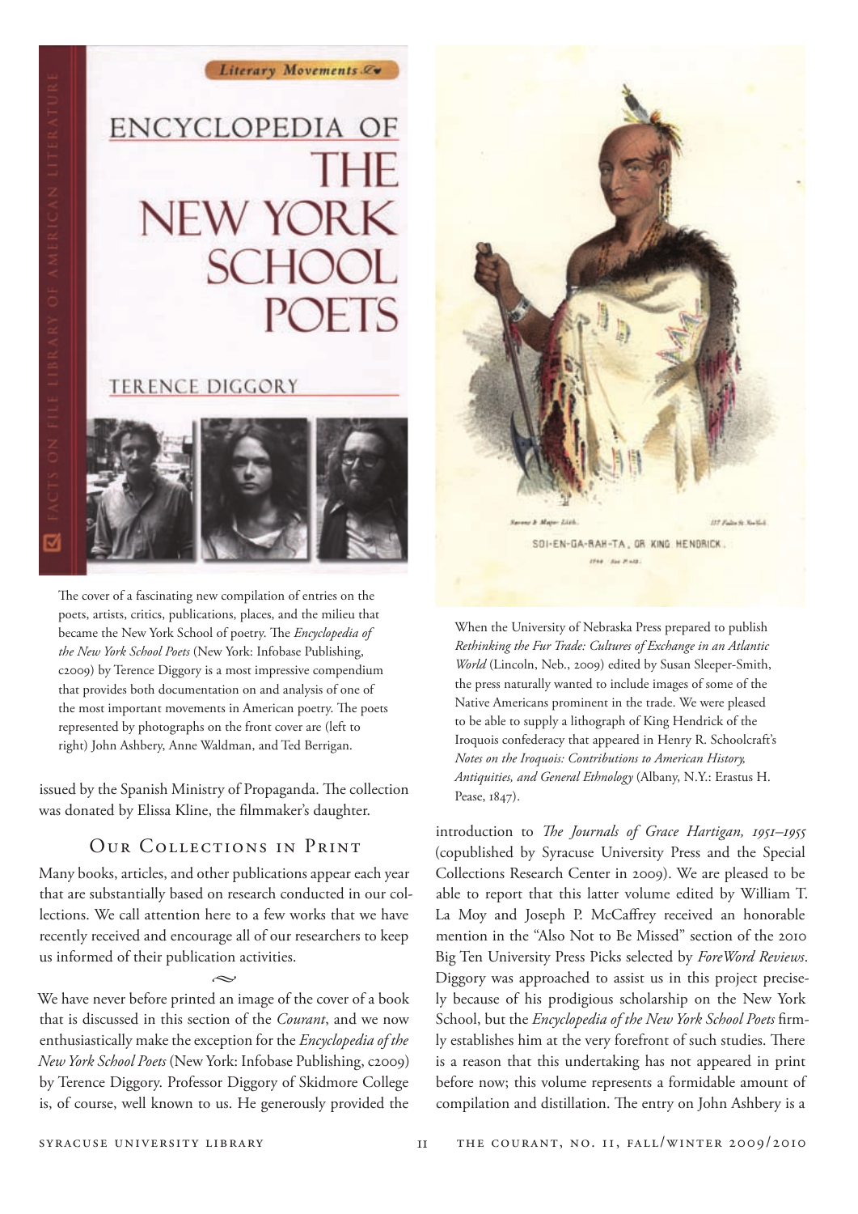The cover of a fascinating new compilation of entries on the poets, artists, critics, publications, places, and the milieu that became the New York School of poetry. The *Encyclopedia of the New York School Poets* (New York: Infobase Publishing, c2009) by Terence Diggory is a most impressive compendium that provides both documentation on and analysis of one of the most important movements in American poetry. The poets represented by photographs on the front cover are (left to right) John Ashbery, Anne Waldman, and Ted Berrigan.

When the University of Nebraska Press prepared to publish *Rethinking the Fur Trade: Cultures of Exchange in an Atlantic World* (Lincoln, Neb., 2009) edited by Susan Sleeper-Smith, the press naturally wanted to include images of some of the Native Americans prominent in the trade. We were pleased to be able to supply a lithograph of King Hendrick of the Iroquois confederacy that appeared in Henry R. Schoolcraft's *Notes on the Iroquois: Contributions to American History, Antiquities, and General Ethnology* (Albany, N.Y.: Erastus H. Pease, 1847).

issued by the Spanish Ministry of Propaganda. The collection was donated by Elissa Kline, the filmmaker's daughter.

## Our Collections in Print

Many books, articles, and other publications appear each year that are substantially based on research conducted in our collections. We call attention here to a few works that we have recently received and encourage all of our researchers to keep us informed of their publication activities.

~

We have never before printed an image of the cover of a book that is discussed in this section of the *Courant*, and we now enthusiastically make the exception for the *Encyclopedia of the New York School Poets* (New York: Infobase Publishing, c2009) by Terence Diggory. Professor Diggory of Skidmore College is, of course, well known to us. He generously provided the introduction to *The Journals of Grace Hartigan, 1951–1955* (copublished by Syracuse University Press and the Special Collections Research Center in 2009). We are pleased to be able to report that this latter volume edited by William T. La Moy and Joseph P. McCaffrey received an honorable mention in the "Also Not to Be Missed" section of the 2010 Big Ten University Press Picks selected by *ForeWord Reviews*. Diggory was approached to assist us in this project precisely because of his prodigious scholarship on the New York School, but the *Encyclopedia of the New York School Poets* firmly establishes him at the very forefront of such studies. There is a reason that this undertaking has not appeared in print before now; this volume represents a formidable amount of compilation and distillation. The entry on John Ashbery is a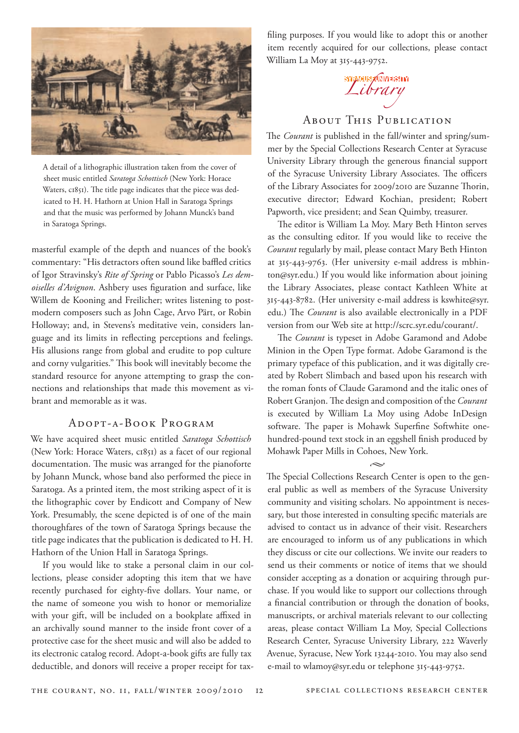A detail of a lithographic illustration taken from the cover of sheet music entitled *Saratoga Schottisch* (New York: Horace Waters, c1851). The title page indicates that the piece was dedicated to H. H. Hathorn at Union Hall in Saratoga Springs and that the music was performed by Johann Munck's band in Saratoga Springs.

masterful example of the depth and nuances of the book's commentary: "His detractors often sound like baffled critics of Igor Stravinsky's *Rite of Spring* or Pablo Picasso's *Les demoiselles d'Avignon*. Ashbery uses figuration and surface, like Willem de Kooning and Freilicher; writes listening to postmodern composers such as John Cage, Arvo Pärt, or Robin Holloway; and, in Stevens's meditative vein, considers language and its limits in reflecting perceptions and feelings. His allusions range from global and erudite to pop culture and corny vulgarities." This book will inevitably become the standard resource for anyone attempting to grasp the connections and relationships that made this movement as vibrant and memorable as it was.

## Adopt-a-Book Program

We have acquired sheet music entitled *Saratoga Schottisch* (New York: Horace Waters, c1851) as a facet of our regional documentation. The music was arranged for the pianoforte by Johann Munck, whose band also performed the piece in Saratoga. As a printed item, the most striking aspect of it is the lithographic cover by Endicott and Company of New York. Presumably, the scene depicted is of one of the main thoroughfares of the town of Saratoga Springs because the title page indicates that the publication is dedicated to H. H. Hathorn of the Union Hall in Saratoga Springs.

If you would like to stake a personal claim in our collections, please consider adopting this item that we have recently purchased for eighty-five dollars. Your name, or the name of someone you wish to honor or memorialize with your gift, will be included on a bookplate affixed in an archivally sound manner to the inside front cover of a protective case for the sheet music and will also be added to its electronic catalog record. Adopt-a-book gifts are fully tax deductible, and donors will receive a proper receipt for tax-filing purposes. If you would like to adopt this or another item recently acquired for our collections, please contact William La Moy at 315-443-9752.

Syracuse University Library

## About This Publication

The *Courant* is published in the fall/winter and spring/summer by the Special Collections Research Center at Syracuse University Library through the generous financial support of the Syracuse University Library Associates. The officers of the Library Associates for 2009/2010 are Suzanne Thorin, executive director; Edward Kochian, president; Robert Papworth, vice president; and Sean Quimby, treasurer.

The editor is William La Moy. Mary Beth Hinton serves as the consulting editor. If you would like to receive the *Courant* regularly by mail, please contact Mary Beth Hinton at 315-443-9763. (Her university e-mail address is mbhinton@syr.edu.) If you would like information about joining the Library Associates, please contact Kathleen White at 315-443-8782. (Her university e-mail address is kswhite@syr.edu.) The *Courant* is also available electronically in a PDF version from our Web site at http://scrc.syr.edu/courant/.

The *Courant* is typeset in Adobe Garamond and Adobe Minion in the Open Type format. Adobe Garamond is the primary typeface of this publication, and it was digitally created by Robert Slimbach and based upon his research with the roman fonts of Claude Garamond and the italic ones of Robert Granjon. The design and composition of the *Courant* is executed by William La Moy using Adobe InDesign software. The paper is Mohawk Superfine Softwhite one-hundred-pound text stock in an eggshell finish produced by Mohawk Paper Mills in Cohoes, New York.

The Special Collections Research Center is open to the general public as well as members of the Syracuse University community and visiting scholars. No appointment is necessary, but those interested in consulting specific materials are advised to contact us in advance of their visit. Researchers are encouraged to inform us of any publications in which they discuss or cite our collections. We invite our readers to send us their comments or notice of items that we should consider accepting as a donation or acquiring through purchase. If you would like to support our collections through a financial contribution or through the donation of books, manuscripts, or archival materials relevant to our collecting areas, please contact William La Moy, Special Collections Research Center, Syracuse University Library, 222 Waverly Avenue, Syracuse, New York 13244-2010. You may also send e-mail to wlamoy@syr.edu or telephone 315-443-9752.